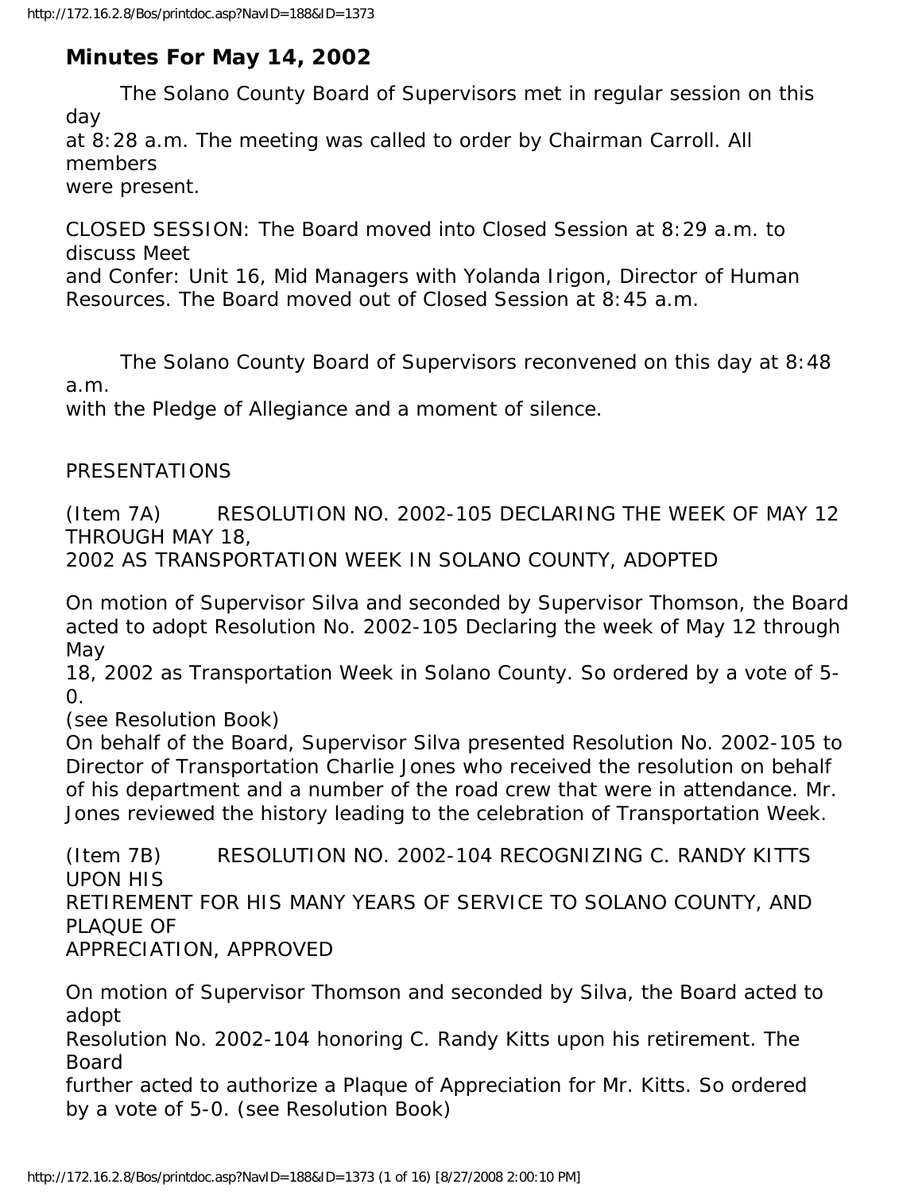# Minutes For May 14, 2002

The Solano County Board of Supervisors met in regular session on this day at 8:28 a.m. The meeting was called to order by Chairman Carroll. All members were present.

CLOSED SESSION: The Board moved into Closed Session at 8:29 a.m. to discuss Meet and Confer: Unit 16, Mid Managers with Yolanda Irigon, Director of Human Resources. The Board moved out of Closed Session at 8:45 a.m.

The Solano County Board of Supervisors reconvened on this day at 8:48 a.m. with the Pledge of Allegiance and a moment of silence.

PRESENTATIONS

(Item 7A) RESOLUTION NO. 2002-105 DECLARING THE WEEK OF MAY 12 THROUGH MAY 18, 2002 AS TRANSPORTATION WEEK IN SOLANO COUNTY, ADOPTED

On motion of Supervisor Silva and seconded by Supervisor Thomson, the Board acted to adopt Resolution No. 2002-105 Declaring the week of May 12 through May 18, 2002 as Transportation Week in Solano County. So ordered by a vote of 5-0.
(see Resolution Book)
On behalf of the Board, Supervisor Silva presented Resolution No. 2002-105 to Director of Transportation Charlie Jones who received the resolution on behalf of his department and a number of the road crew that were in attendance. Mr. Jones reviewed the history leading to the celebration of Transportation Week.

(Item 7B) RESOLUTION NO. 2002-104 RECOGNIZING C. RANDY KITTS UPON HIS RETIREMENT FOR HIS MANY YEARS OF SERVICE TO SOLANO COUNTY, AND PLAQUE OF APPRECIATION, APPROVED

On motion of Supervisor Thomson and seconded by Silva, the Board acted to adopt Resolution No. 2002-104 honoring C. Randy Kitts upon his retirement. The Board further acted to authorize a Plaque of Appreciation for Mr. Kitts. So ordered by a vote of 5-0. (see Resolution Book)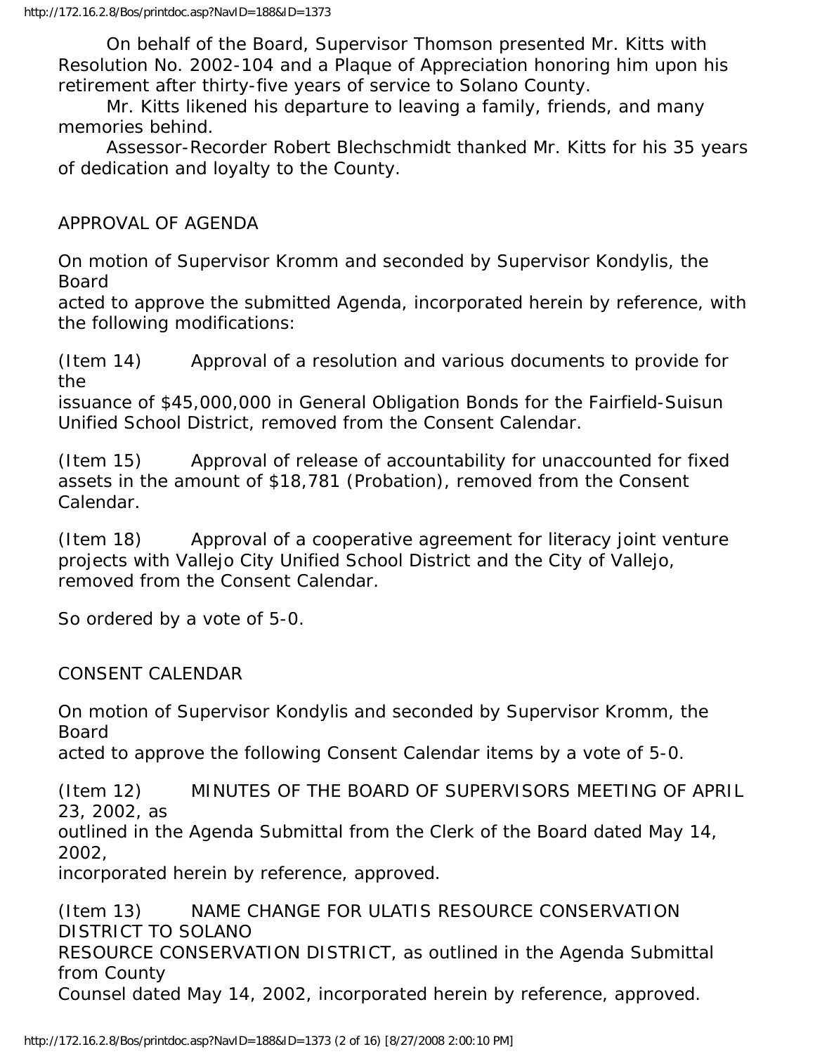On behalf of the Board, Supervisor Thomson presented Mr. Kitts with Resolution No. 2002-104 and a Plaque of Appreciation honoring him upon his retirement after thirty-five years of service to Solano County.

Mr. Kitts likened his departure to leaving a family, friends, and many memories behind.

Assessor-Recorder Robert Blechschmidt thanked Mr. Kitts for his 35 years of dedication and loyalty to the County.

APPROVAL OF AGENDA

On motion of Supervisor Kromm and seconded by Supervisor Kondylis, the Board acted to approve the submitted Agenda, incorporated herein by reference, with the following modifications:

(Item 14) Approval of a resolution and various documents to provide for the issuance of $45,000,000 in General Obligation Bonds for the Fairfield-Suisun Unified School District, removed from the Consent Calendar.

(Item 15) Approval of release of accountability for unaccounted for fixed assets in the amount of $18,781 (Probation), removed from the Consent Calendar.

(Item 18) Approval of a cooperative agreement for literacy joint venture projects with Vallejo City Unified School District and the City of Vallejo, removed from the Consent Calendar.

So ordered by a vote of 5-0.

CONSENT CALENDAR

On motion of Supervisor Kondylis and seconded by Supervisor Kromm, the Board acted to approve the following Consent Calendar items by a vote of 5-0.

(Item 12) MINUTES OF THE BOARD OF SUPERVISORS MEETING OF APRIL 23, 2002, as outlined in the Agenda Submittal from the Clerk of the Board dated May 14, 2002, incorporated herein by reference, approved.

(Item 13) NAME CHANGE FOR ULATIS RESOURCE CONSERVATION DISTRICT TO SOLANO RESOURCE CONSERVATION DISTRICT, as outlined in the Agenda Submittal from County Counsel dated May 14, 2002, incorporated herein by reference, approved.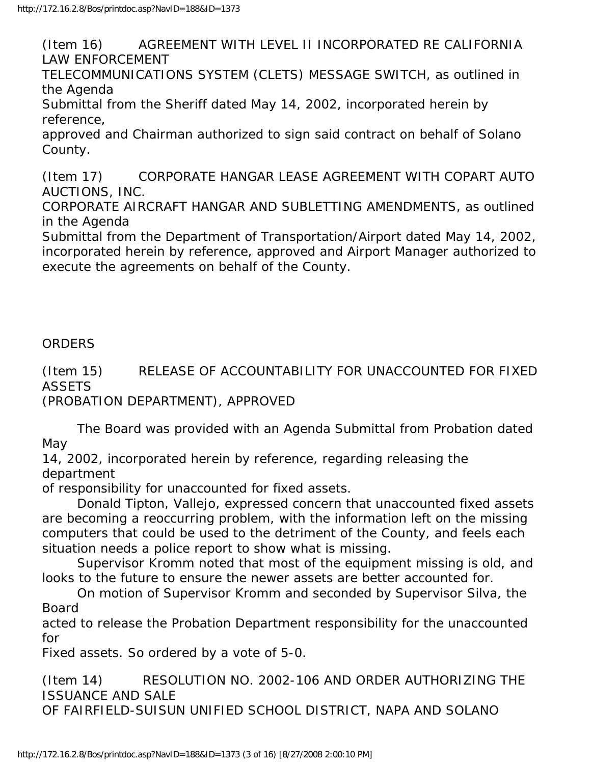(Item 16) AGREEMENT WITH LEVEL II INCORPORATED RE CALIFORNIA LAW ENFORCEMENT TELECOMMUNICATIONS SYSTEM (CLETS) MESSAGE SWITCH, as outlined in the Agenda Submittal from the Sheriff dated May 14, 2002, incorporated herein by reference, approved and Chairman authorized to sign said contract on behalf of Solano County.

(Item 17) CORPORATE HANGAR LEASE AGREEMENT WITH COPART AUTO AUCTIONS, INC. CORPORATE AIRCRAFT HANGAR AND SUBLETTING AMENDMENTS, as outlined in the Agenda Submittal from the Department of Transportation/Airport dated May 14, 2002, incorporated herein by reference, approved and Airport Manager authorized to execute the agreements on behalf of the County.

ORDERS

(Item 15) RELEASE OF ACCOUNTABILITY FOR UNACCOUNTED FOR FIXED ASSETS (PROBATION DEPARTMENT), APPROVED

The Board was provided with an Agenda Submittal from Probation dated May 14, 2002, incorporated herein by reference, regarding releasing the department of responsibility for unaccounted for fixed assets.

Donald Tipton, Vallejo, expressed concern that unaccounted fixed assets are becoming a reoccurring problem, with the information left on the missing computers that could be used to the detriment of the County, and feels each situation needs a police report to show what is missing.

Supervisor Kromm noted that most of the equipment missing is old, and looks to the future to ensure the newer assets are better accounted for.

On motion of Supervisor Kromm and seconded by Supervisor Silva, the Board acted to release the Probation Department responsibility for the unaccounted for Fixed assets. So ordered by a vote of 5-0.

(Item 14) RESOLUTION NO. 2002-106 AND ORDER AUTHORIZING THE ISSUANCE AND SALE OF FAIRFIELD-SUISUN UNIFIED SCHOOL DISTRICT, NAPA AND SOLANO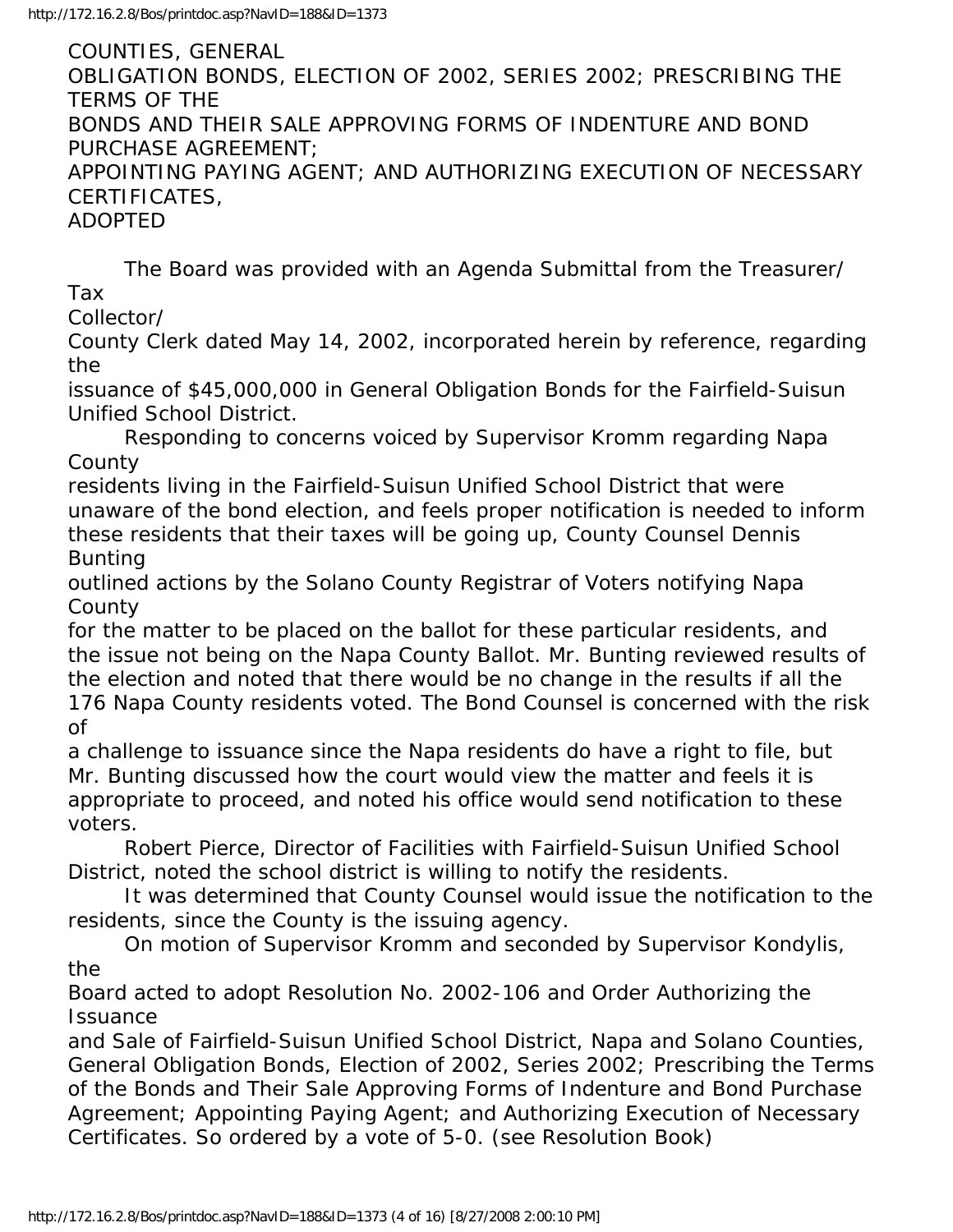COUNTIES, GENERAL OBLIGATION BONDS, ELECTION OF 2002, SERIES 2002; PRESCRIBING THE TERMS OF THE BONDS AND THEIR SALE APPROVING FORMS OF INDENTURE AND BOND PURCHASE AGREEMENT; APPOINTING PAYING AGENT; AND AUTHORIZING EXECUTION OF NECESSARY CERTIFICATES, ADOPTED

The Board was provided with an Agenda Submittal from the Treasurer/ Tax Collector/ County Clerk dated May 14, 2002, incorporated herein by reference, regarding the issuance of $45,000,000 in General Obligation Bonds for the Fairfield-Suisun Unified School District.

Responding to concerns voiced by Supervisor Kromm regarding Napa County residents living in the Fairfield-Suisun Unified School District that were unaware of the bond election, and feels proper notification is needed to inform these residents that their taxes will be going up, County Counsel Dennis Bunting outlined actions by the Solano County Registrar of Voters notifying Napa County for the matter to be placed on the ballot for these particular residents, and the issue not being on the Napa County Ballot. Mr. Bunting reviewed results of the election and noted that there would be no change in the results if all the 176 Napa County residents voted. The Bond Counsel is concerned with the risk of a challenge to issuance since the Napa residents do have a right to file, but Mr. Bunting discussed how the court would view the matter and feels it is appropriate to proceed, and noted his office would send notification to these voters.

Robert Pierce, Director of Facilities with Fairfield-Suisun Unified School District, noted the school district is willing to notify the residents.

It was determined that County Counsel would issue the notification to the residents, since the County is the issuing agency.

On motion of Supervisor Kromm and seconded by Supervisor Kondylis, the Board acted to adopt Resolution No. 2002-106 and Order Authorizing the Issuance and Sale of Fairfield-Suisun Unified School District, Napa and Solano Counties, General Obligation Bonds, Election of 2002, Series 2002; Prescribing the Terms of the Bonds and Their Sale Approving Forms of Indenture and Bond Purchase Agreement; Appointing Paying Agent; and Authorizing Execution of Necessary Certificates. So ordered by a vote of 5-0. (see Resolution Book)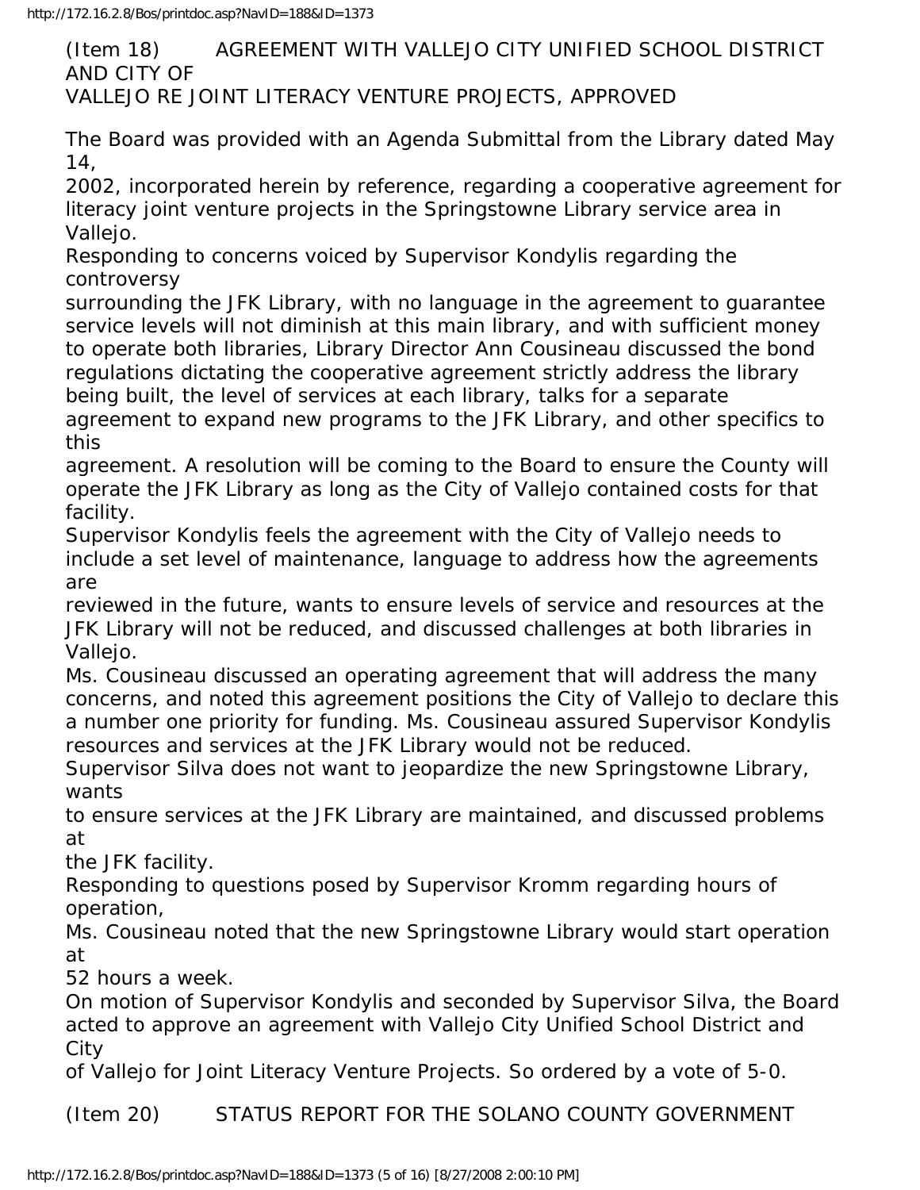(Item 18) AGREEMENT WITH VALLEJO CITY UNIFIED SCHOOL DISTRICT AND CITY OF VALLEJO RE JOINT LITERACY VENTURE PROJECTS, APPROVED

The Board was provided with an Agenda Submittal from the Library dated May 14, 2002, incorporated herein by reference, regarding a cooperative agreement for literacy joint venture projects in the Springstowne Library service area in Vallejo.

Responding to concerns voiced by Supervisor Kondylis regarding the controversy surrounding the JFK Library, with no language in the agreement to guarantee service levels will not diminish at this main library, and with sufficient money to operate both libraries, Library Director Ann Cousineau discussed the bond regulations dictating the cooperative agreement strictly address the library being built, the level of services at each library, talks for a separate agreement to expand new programs to the JFK Library, and other specifics to this agreement. A resolution will be coming to the Board to ensure the County will operate the JFK Library as long as the City of Vallejo contained costs for that facility.

Supervisor Kondylis feels the agreement with the City of Vallejo needs to include a set level of maintenance, language to address how the agreements are reviewed in the future, wants to ensure levels of service and resources at the JFK Library will not be reduced, and discussed challenges at both libraries in Vallejo.

Ms. Cousineau discussed an operating agreement that will address the many concerns, and noted this agreement positions the City of Vallejo to declare this a number one priority for funding. Ms. Cousineau assured Supervisor Kondylis resources and services at the JFK Library would not be reduced.

Supervisor Silva does not want to jeopardize the new Springstowne Library, wants to ensure services at the JFK Library are maintained, and discussed problems at the JFK facility.

Responding to questions posed by Supervisor Kromm regarding hours of operation, Ms. Cousineau noted that the new Springstowne Library would start operation at 52 hours a week.

On motion of Supervisor Kondylis and seconded by Supervisor Silva, the Board acted to approve an agreement with Vallejo City Unified School District and City of Vallejo for Joint Literacy Venture Projects. So ordered by a vote of 5-0.

(Item 20) STATUS REPORT FOR THE SOLANO COUNTY GOVERNMENT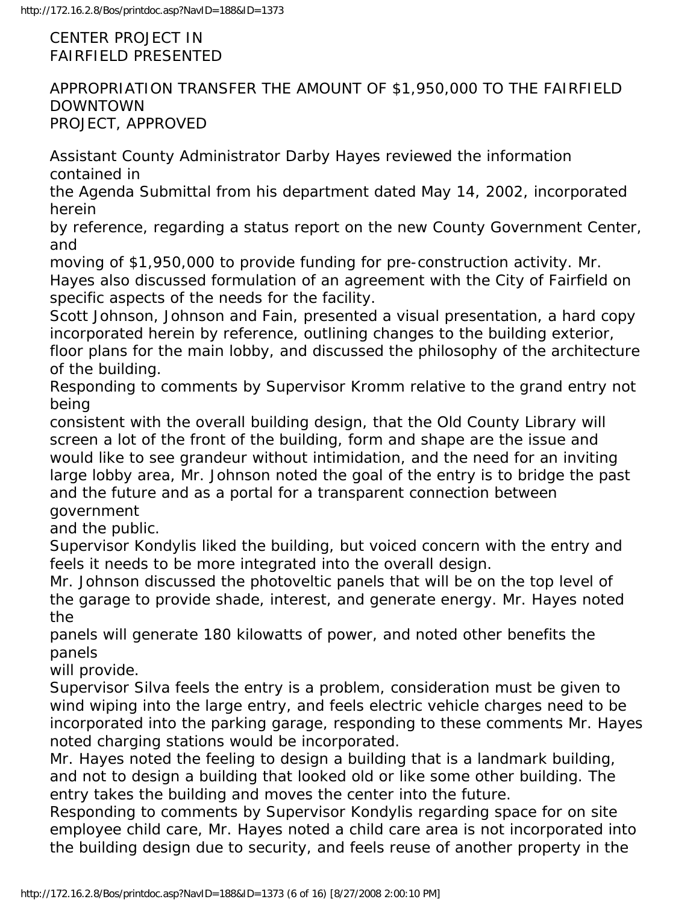CENTER PROJECT IN FAIRFIELD PRESENTED

APPROPRIATION TRANSFER THE AMOUNT OF $1,950,000 TO THE FAIRFIELD DOWNTOWN PROJECT, APPROVED

Assistant County Administrator Darby Hayes reviewed the information contained in the Agenda Submittal from his department dated May 14, 2002, incorporated herein by reference, regarding a status report on the new County Government Center, and moving of $1,950,000 to provide funding for pre-construction activity. Mr. Hayes also discussed formulation of an agreement with the City of Fairfield on specific aspects of the needs for the facility.

Scott Johnson, Johnson and Fain, presented a visual presentation, a hard copy incorporated herein by reference, outlining changes to the building exterior, floor plans for the main lobby, and discussed the philosophy of the architecture of the building.

Responding to comments by Supervisor Kromm relative to the grand entry not being consistent with the overall building design, that the Old County Library will screen a lot of the front of the building, form and shape are the issue and would like to see grandeur without intimidation, and the need for an inviting large lobby area, Mr. Johnson noted the goal of the entry is to bridge the past and the future and as a portal for a transparent connection between government and the public.

Supervisor Kondylis liked the building, but voiced concern with the entry and feels it needs to be more integrated into the overall design.

Mr. Johnson discussed the photoveltic panels that will be on the top level of the garage to provide shade, interest, and generate energy. Mr. Hayes noted the panels will generate 180 kilowatts of power, and noted other benefits the panels will provide.

Supervisor Silva feels the entry is a problem, consideration must be given to wind wiping into the large entry, and feels electric vehicle charges need to be incorporated into the parking garage, responding to these comments Mr. Hayes noted charging stations would be incorporated.

Mr. Hayes noted the feeling to design a building that is a landmark building, and not to design a building that looked old or like some other building. The entry takes the building and moves the center into the future.

Responding to comments by Supervisor Kondylis regarding space for on site employee child care, Mr. Hayes noted a child care area is not incorporated into the building design due to security, and feels reuse of another property in the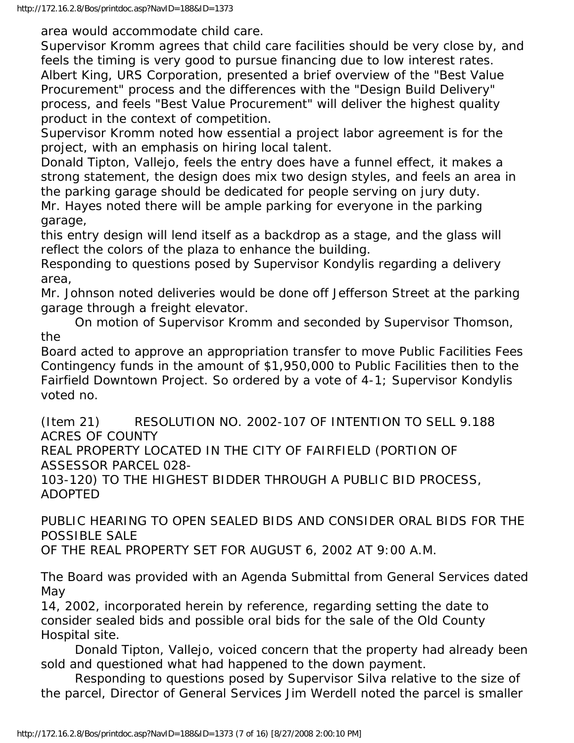area would accommodate child care.

Supervisor Kromm agrees that child care facilities should be very close by, and feels the timing is very good to pursue financing due to low interest rates.

Albert King, URS Corporation, presented a brief overview of the "Best Value Procurement" process and the differences with the "Design Build Delivery" process, and feels "Best Value Procurement" will deliver the highest quality product in the context of competition.

Supervisor Kromm noted how essential a project labor agreement is for the project, with an emphasis on hiring local talent.

Donald Tipton, Vallejo, feels the entry does have a funnel effect, it makes a strong statement, the design does mix two design styles, and feels an area in the parking garage should be dedicated for people serving on jury duty.

Mr. Hayes noted there will be ample parking for everyone in the parking garage,
this entry design will lend itself as a backdrop as a stage, and the glass will reflect the colors of the plaza to enhance the building.

Responding to questions posed by Supervisor Kondylis regarding a delivery area,
Mr. Johnson noted deliveries would be done off Jefferson Street at the parking garage through a freight elevator.

On motion of Supervisor Kromm and seconded by Supervisor Thomson, the
Board acted to approve an appropriation transfer to move Public Facilities Fees Contingency funds in the amount of $1,950,000 to Public Facilities then to the Fairfield Downtown Project. So ordered by a vote of 4-1; Supervisor Kondylis voted no.

(Item 21) RESOLUTION NO. 2002-107 OF INTENTION TO SELL 9.188 ACRES OF COUNTY
REAL PROPERTY LOCATED IN THE CITY OF FAIRFIELD (PORTION OF ASSESSOR PARCEL 028-
103-120) TO THE HIGHEST BIDDER THROUGH A PUBLIC BID PROCESS, ADOPTED

PUBLIC HEARING TO OPEN SEALED BIDS AND CONSIDER ORAL BIDS FOR THE POSSIBLE SALE
OF THE REAL PROPERTY SET FOR AUGUST 6, 2002 AT 9:00 A.M.

The Board was provided with an Agenda Submittal from General Services dated May
14, 2002, incorporated herein by reference, regarding setting the date to consider sealed bids and possible oral bids for the sale of the Old County Hospital site.

Donald Tipton, Vallejo, voiced concern that the property had already been sold and questioned what had happened to the down payment.

Responding to questions posed by Supervisor Silva relative to the size of the parcel, Director of General Services Jim Werdell noted the parcel is smaller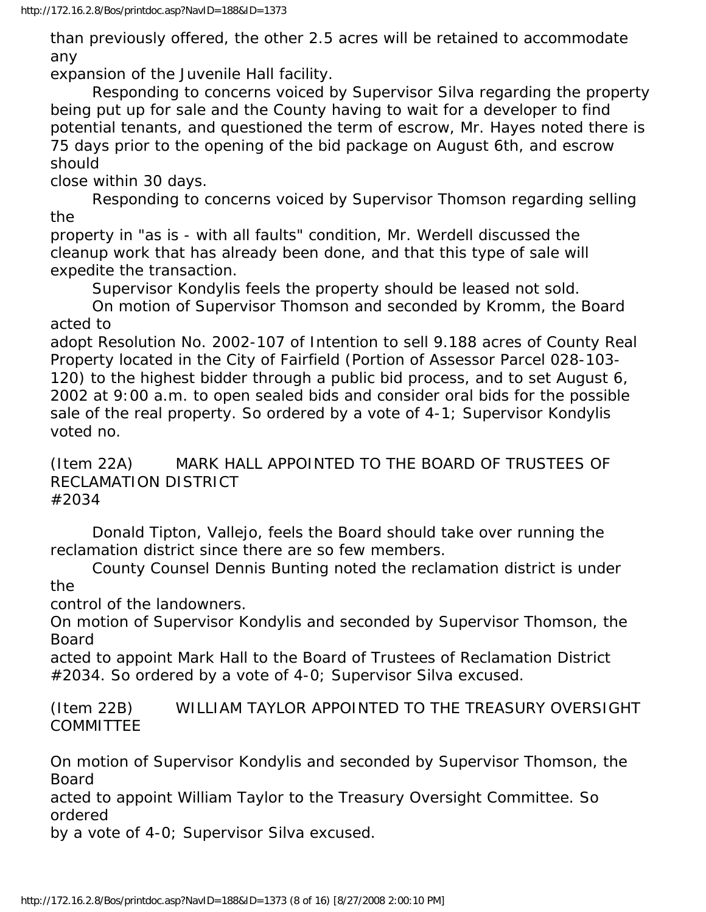than previously offered, the other 2.5 acres will be retained to accommodate any expansion of the Juvenile Hall facility.

Responding to concerns voiced by Supervisor Silva regarding the property being put up for sale and the County having to wait for a developer to find potential tenants, and questioned the term of escrow, Mr. Hayes noted there is 75 days prior to the opening of the bid package on August 6th, and escrow should close within 30 days.

Responding to concerns voiced by Supervisor Thomson regarding selling the property in "as is - with all faults" condition, Mr. Werdell discussed the cleanup work that has already been done, and that this type of sale will expedite the transaction.

Supervisor Kondylis feels the property should be leased not sold.

On motion of Supervisor Thomson and seconded by Kromm, the Board acted to adopt Resolution No. 2002-107 of Intention to sell 9.188 acres of County Real Property located in the City of Fairfield (Portion of Assessor Parcel 028-103-120) to the highest bidder through a public bid process, and to set August 6, 2002 at 9:00 a.m. to open sealed bids and consider oral bids for the possible sale of the real property. So ordered by a vote of 4-1; Supervisor Kondylis voted no.

(Item 22A) MARK HALL APPOINTED TO THE BOARD OF TRUSTEES OF RECLAMATION DISTRICT #2034

Donald Tipton, Vallejo, feels the Board should take over running the reclamation district since there are so few members.

County Counsel Dennis Bunting noted the reclamation district is under the control of the landowners.

On motion of Supervisor Kondylis and seconded by Supervisor Thomson, the Board acted to appoint Mark Hall to the Board of Trustees of Reclamation District #2034. So ordered by a vote of 4-0; Supervisor Silva excused.

(Item 22B) WILLIAM TAYLOR APPOINTED TO THE TREASURY OVERSIGHT COMMITTEE

On motion of Supervisor Kondylis and seconded by Supervisor Thomson, the Board acted to appoint William Taylor to the Treasury Oversight Committee. So ordered by a vote of 4-0; Supervisor Silva excused.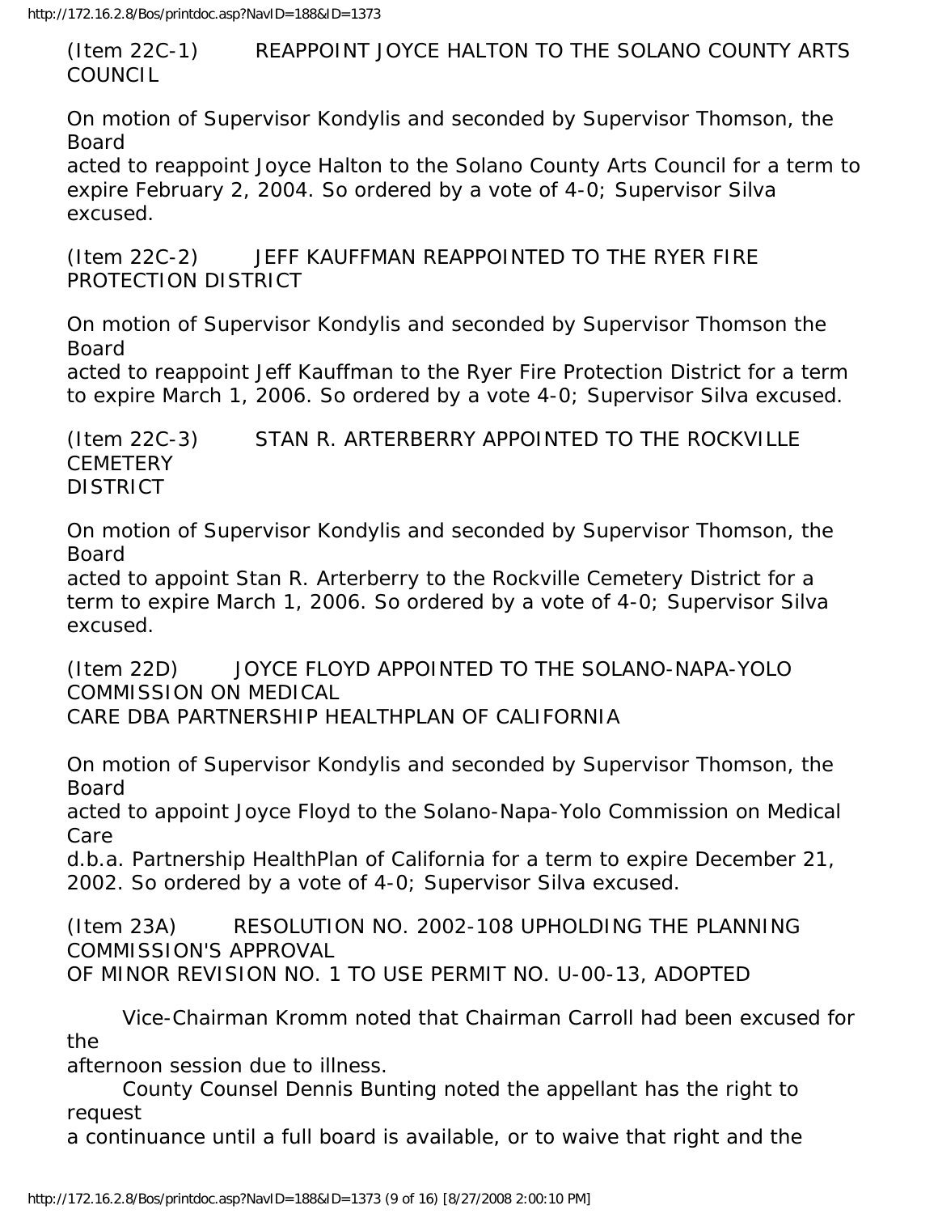(Item 22C-1) REAPPOINT JOYCE HALTON TO THE SOLANO COUNTY ARTS COUNCIL

On motion of Supervisor Kondylis and seconded by Supervisor Thomson, the Board acted to reappoint Joyce Halton to the Solano County Arts Council for a term to expire February 2, 2004. So ordered by a vote of 4-0; Supervisor Silva excused.

(Item 22C-2) JEFF KAUFFMAN REAPPOINTED TO THE RYER FIRE PROTECTION DISTRICT

On motion of Supervisor Kondylis and seconded by Supervisor Thomson the Board acted to reappoint Jeff Kauffman to the Ryer Fire Protection District for a term to expire March 1, 2006. So ordered by a vote 4-0; Supervisor Silva excused.

(Item 22C-3) STAN R. ARTERBERRY APPOINTED TO THE ROCKVILLE CEMETERY DISTRICT

On motion of Supervisor Kondylis and seconded by Supervisor Thomson, the Board acted to appoint Stan R. Arterberry to the Rockville Cemetery District for a term to expire March 1, 2006. So ordered by a vote of 4-0; Supervisor Silva excused.

(Item 22D) JOYCE FLOYD APPOINTED TO THE SOLANO-NAPA-YOLO COMMISSION ON MEDICAL CARE DBA PARTNERSHIP HEALTHPLAN OF CALIFORNIA

On motion of Supervisor Kondylis and seconded by Supervisor Thomson, the Board acted to appoint Joyce Floyd to the Solano-Napa-Yolo Commission on Medical Care d.b.a. Partnership HealthPlan of California for a term to expire December 21, 2002. So ordered by a vote of 4-0; Supervisor Silva excused.

(Item 23A) RESOLUTION NO. 2002-108 UPHOLDING THE PLANNING COMMISSION'S APPROVAL OF MINOR REVISION NO. 1 TO USE PERMIT NO. U-00-13, ADOPTED

Vice-Chairman Kromm noted that Chairman Carroll had been excused for the afternoon session due to illness.

County Counsel Dennis Bunting noted the appellant has the right to request a continuance until a full board is available, or to waive that right and the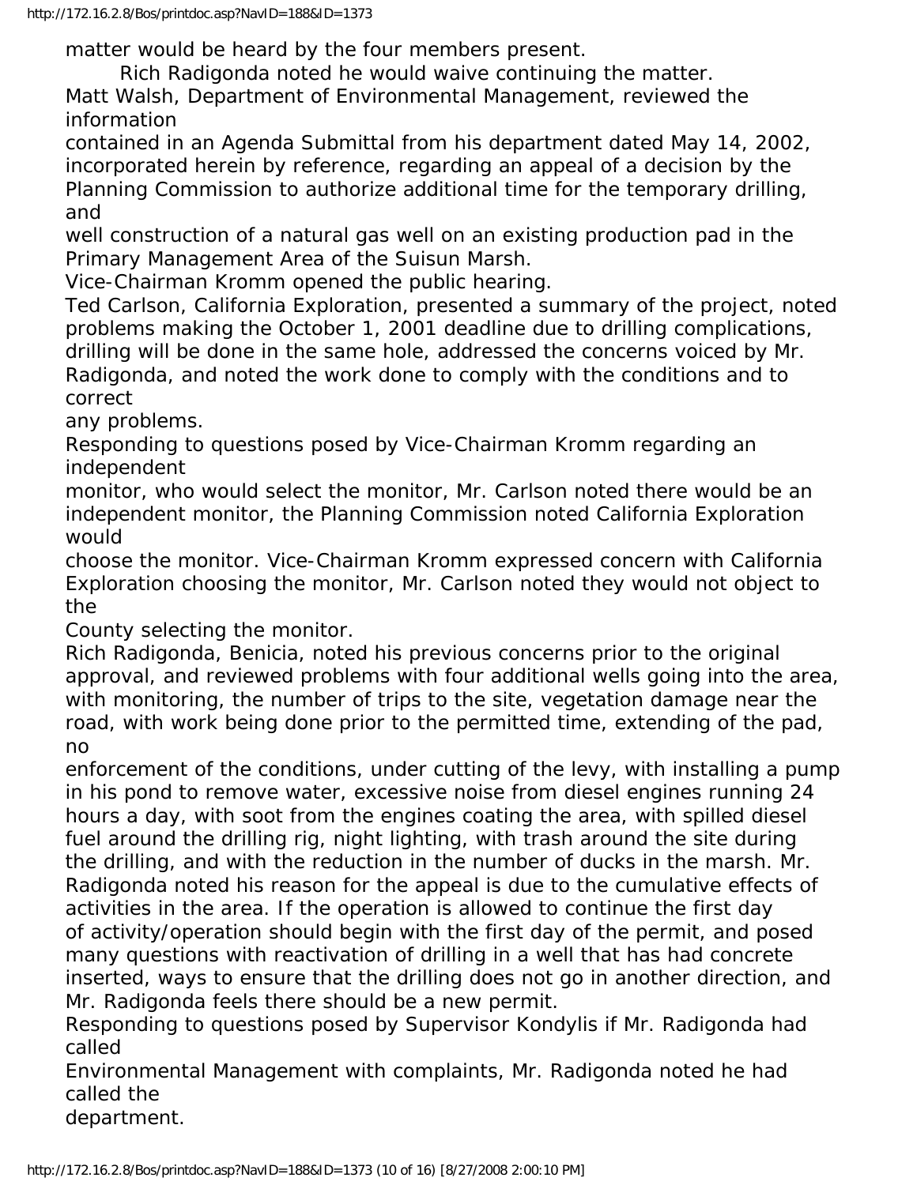matter would be heard by the four members present.

Rich Radigonda noted he would waive continuing the matter.

Matt Walsh, Department of Environmental Management, reviewed the information contained in an Agenda Submittal from his department dated May 14, 2002, incorporated herein by reference, regarding an appeal of a decision by the Planning Commission to authorize additional time for the temporary drilling, and well construction of a natural gas well on an existing production pad in the Primary Management Area of the Suisun Marsh.

Vice-Chairman Kromm opened the public hearing.

Ted Carlson, California Exploration, presented a summary of the project, noted problems making the October 1, 2001 deadline due to drilling complications, drilling will be done in the same hole, addressed the concerns voiced by Mr. Radigonda, and noted the work done to comply with the conditions and to correct any problems.

Responding to questions posed by Vice-Chairman Kromm regarding an independent monitor, who would select the monitor, Mr. Carlson noted there would be an independent monitor, the Planning Commission noted California Exploration would choose the monitor. Vice-Chairman Kromm expressed concern with California Exploration choosing the monitor, Mr. Carlson noted they would not object to the County selecting the monitor.

Rich Radigonda, Benicia, noted his previous concerns prior to the original approval, and reviewed problems with four additional wells going into the area, with monitoring, the number of trips to the site, vegetation damage near the road, with work being done prior to the permitted time, extending of the pad, no enforcement of the conditions, under cutting of the levy, with installing a pump in his pond to remove water, excessive noise from diesel engines running 24 hours a day, with soot from the engines coating the area, with spilled diesel fuel around the drilling rig, night lighting, with trash around the site during the drilling, and with the reduction in the number of ducks in the marsh. Mr. Radigonda noted his reason for the appeal is due to the cumulative effects of activities in the area. If the operation is allowed to continue the first day of activity/operation should begin with the first day of the permit, and posed many questions with reactivation of drilling in a well that has had concrete inserted, ways to ensure that the drilling does not go in another direction, and Mr. Radigonda feels there should be a new permit.

Responding to questions posed by Supervisor Kondylis if Mr. Radigonda had called Environmental Management with complaints, Mr. Radigonda noted he had called the department.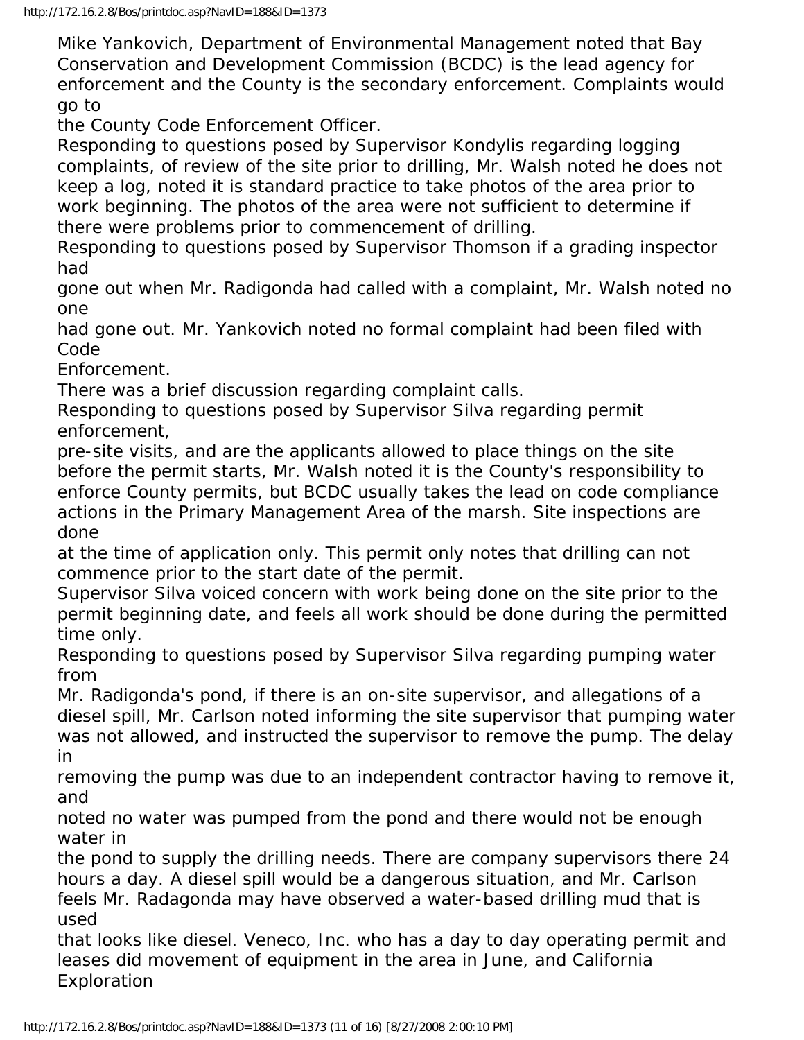Mike Yankovich, Department of Environmental Management noted that Bay Conservation and Development Commission (BCDC) is the lead agency for enforcement and the County is the secondary enforcement. Complaints would go to the County Code Enforcement Officer.

Responding to questions posed by Supervisor Kondylis regarding logging complaints, of review of the site prior to drilling, Mr. Walsh noted he does not keep a log, noted it is standard practice to take photos of the area prior to work beginning. The photos of the area were not sufficient to determine if there were problems prior to commencement of drilling.

Responding to questions posed by Supervisor Thomson if a grading inspector had gone out when Mr. Radigonda had called with a complaint, Mr. Walsh noted no one had gone out. Mr. Yankovich noted no formal complaint had been filed with Code Enforcement.

There was a brief discussion regarding complaint calls.

Responding to questions posed by Supervisor Silva regarding permit enforcement, pre-site visits, and are the applicants allowed to place things on the site before the permit starts, Mr. Walsh noted it is the County's responsibility to enforce County permits, but BCDC usually takes the lead on code compliance actions in the Primary Management Area of the marsh. Site inspections are done at the time of application only. This permit only notes that drilling can not commence prior to the start date of the permit.

Supervisor Silva voiced concern with work being done on the site prior to the permit beginning date, and feels all work should be done during the permitted time only.

Responding to questions posed by Supervisor Silva regarding pumping water from Mr. Radigonda's pond, if there is an on-site supervisor, and allegations of a diesel spill, Mr. Carlson noted informing the site supervisor that pumping water was not allowed, and instructed the supervisor to remove the pump. The delay in removing the pump was due to an independent contractor having to remove it, and noted no water was pumped from the pond and there would not be enough water in the pond to supply the drilling needs. There are company supervisors there 24 hours a day. A diesel spill would be a dangerous situation, and Mr. Carlson feels Mr. Radagonda may have observed a water-based drilling mud that is used that looks like diesel. Veneco, Inc. who has a day to day operating permit and leases did movement of equipment in the area in June, and California Exploration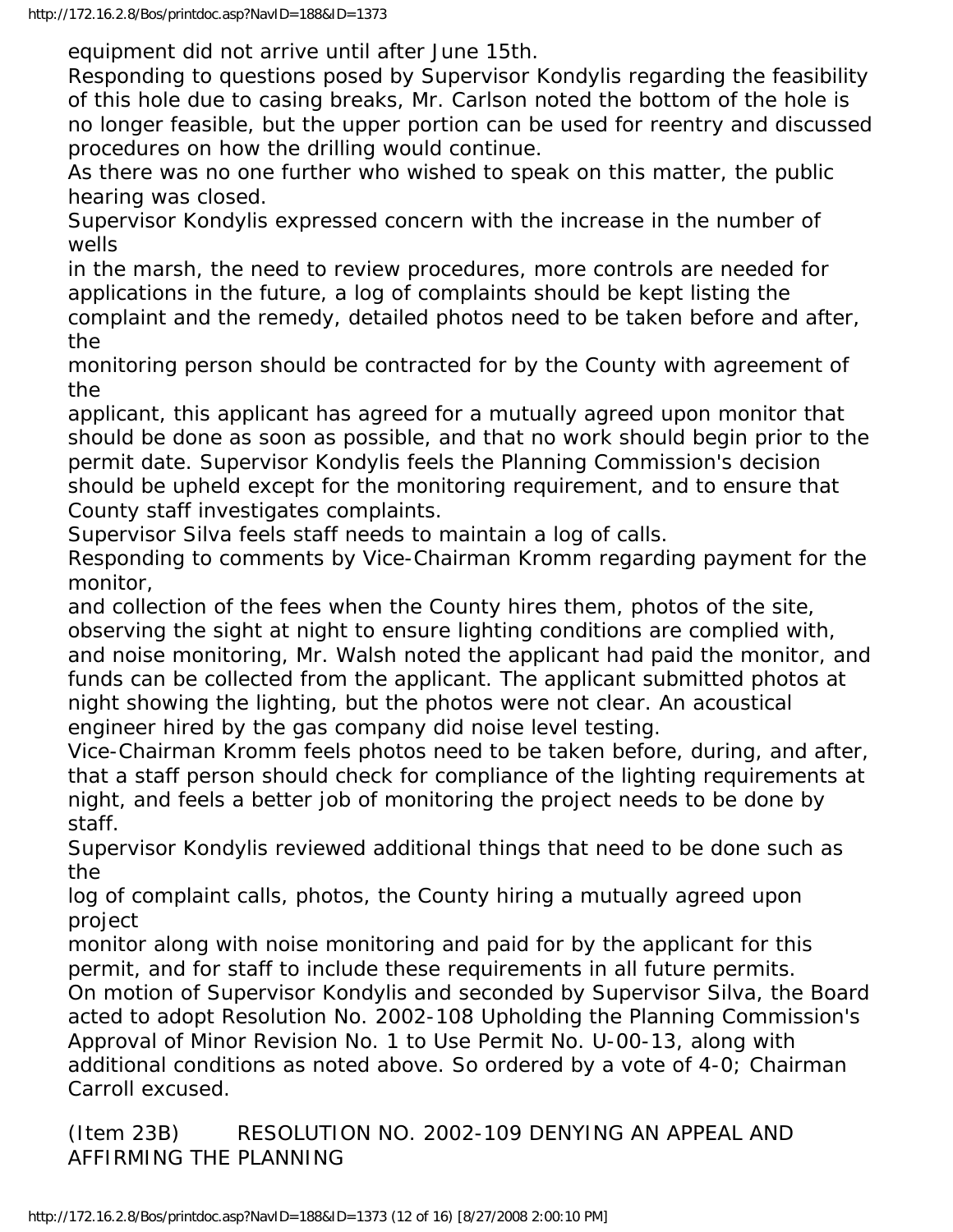equipment did not arrive until after June 15th.

Responding to questions posed by Supervisor Kondylis regarding the feasibility of this hole due to casing breaks, Mr. Carlson noted the bottom of the hole is no longer feasible, but the upper portion can be used for reentry and discussed procedures on how the drilling would continue.

As there was no one further who wished to speak on this matter, the public hearing was closed.

Supervisor Kondylis expressed concern with the increase in the number of wells in the marsh, the need to review procedures, more controls are needed for applications in the future, a log of complaints should be kept listing the complaint and the remedy, detailed photos need to be taken before and after, the monitoring person should be contracted for by the County with agreement of the applicant, this applicant has agreed for a mutually agreed upon monitor that should be done as soon as possible, and that no work should begin prior to the permit date. Supervisor Kondylis feels the Planning Commission's decision should be upheld except for the monitoring requirement, and to ensure that County staff investigates complaints.

Supervisor Silva feels staff needs to maintain a log of calls.

Responding to comments by Vice-Chairman Kromm regarding payment for the monitor, and collection of the fees when the County hires them, photos of the site, observing the sight at night to ensure lighting conditions are complied with, and noise monitoring, Mr. Walsh noted the applicant had paid the monitor, and funds can be collected from the applicant. The applicant submitted photos at night showing the lighting, but the photos were not clear. An acoustical engineer hired by the gas company did noise level testing.

Vice-Chairman Kromm feels photos need to be taken before, during, and after, that a staff person should check for compliance of the lighting requirements at night, and feels a better job of monitoring the project needs to be done by staff.

Supervisor Kondylis reviewed additional things that need to be done such as the log of complaint calls, photos, the County hiring a mutually agreed upon project monitor along with noise monitoring and paid for by the applicant for this permit, and for staff to include these requirements in all future permits.

On motion of Supervisor Kondylis and seconded by Supervisor Silva, the Board acted to adopt Resolution No. 2002-108 Upholding the Planning Commission's Approval of Minor Revision No. 1 to Use Permit No. U-00-13, along with additional conditions as noted above. So ordered by a vote of 4-0; Chairman Carroll excused.

(Item 23B) RESOLUTION NO. 2002-109 DENYING AN APPEAL AND AFFIRMING THE PLANNING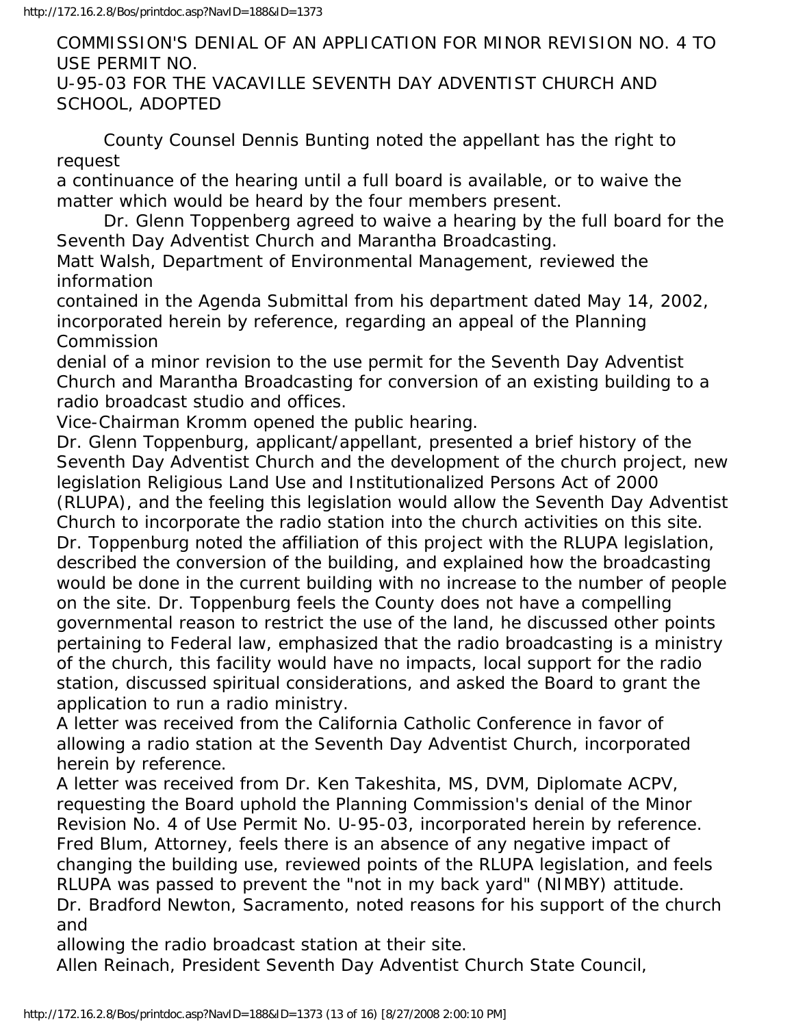COMMISSION'S DENIAL OF AN APPLICATION FOR MINOR REVISION NO. 4 TO USE PERMIT NO. U-95-03 FOR THE VACAVILLE SEVENTH DAY ADVENTIST CHURCH AND SCHOOL, ADOPTED

County Counsel Dennis Bunting noted the appellant has the right to request a continuance of the hearing until a full board is available, or to waive the matter which would be heard by the four members present.

Dr. Glenn Toppenberg agreed to waive a hearing by the full board for the Seventh Day Adventist Church and Marantha Broadcasting.

Matt Walsh, Department of Environmental Management, reviewed the information contained in the Agenda Submittal from his department dated May 14, 2002, incorporated herein by reference, regarding an appeal of the Planning Commission denial of a minor revision to the use permit for the Seventh Day Adventist Church and Marantha Broadcasting for conversion of an existing building to a radio broadcast studio and offices.

Vice-Chairman Kromm opened the public hearing.

Dr. Glenn Toppenburg, applicant/appellant, presented a brief history of the Seventh Day Adventist Church and the development of the church project, new legislation Religious Land Use and Institutionalized Persons Act of 2000 (RLUPA), and the feeling this legislation would allow the Seventh Day Adventist Church to incorporate the radio station into the church activities on this site. Dr. Toppenburg noted the affiliation of this project with the RLUPA legislation, described the conversion of the building, and explained how the broadcasting would be done in the current building with no increase to the number of people on the site. Dr. Toppenburg feels the County does not have a compelling governmental reason to restrict the use of the land, he discussed other points pertaining to Federal law, emphasized that the radio broadcasting is a ministry of the church, this facility would have no impacts, local support for the radio station, discussed spiritual considerations, and asked the Board to grant the application to run a radio ministry.

A letter was received from the California Catholic Conference in favor of allowing a radio station at the Seventh Day Adventist Church, incorporated herein by reference.

A letter was received from Dr. Ken Takeshita, MS, DVM, Diplomate ACPV, requesting the Board uphold the Planning Commission's denial of the Minor Revision No. 4 of Use Permit No. U-95-03, incorporated herein by reference.

Fred Blum, Attorney, feels there is an absence of any negative impact of changing the building use, reviewed points of the RLUPA legislation, and feels RLUPA was passed to prevent the "not in my back yard" (NIMBY) attitude.

Dr. Bradford Newton, Sacramento, noted reasons for his support of the church and allowing the radio broadcast station at their site.

Allen Reinach, President Seventh Day Adventist Church State Council,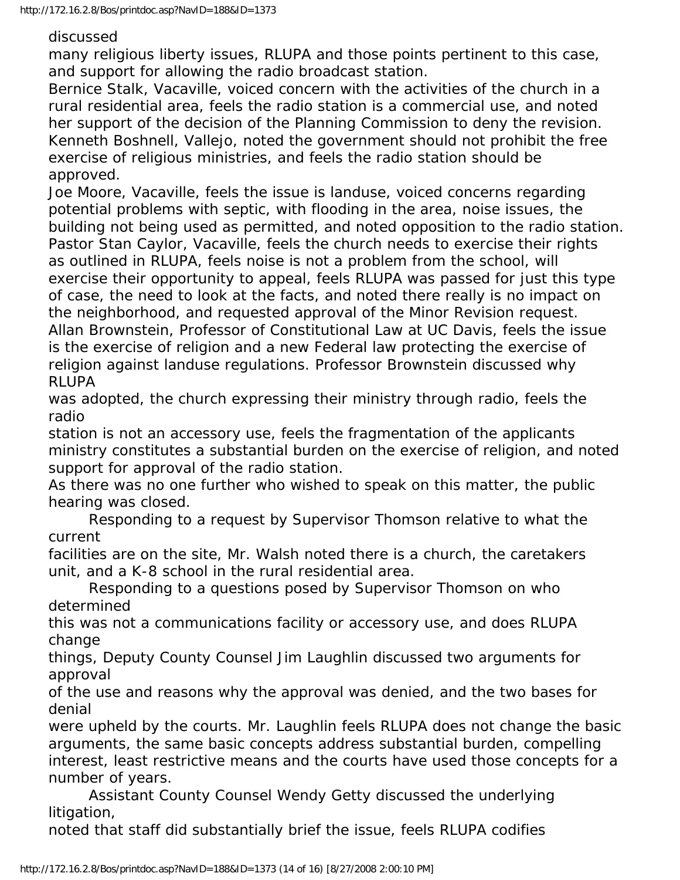discussed many religious liberty issues, RLUPA and those points pertinent to this case, and support for allowing the radio broadcast station.

Bernice Stalk, Vacaville, voiced concern with the activities of the church in a rural residential area, feels the radio station is a commercial use, and noted her support of the decision of the Planning Commission to deny the revision.

Kenneth Boshnell, Vallejo, noted the government should not prohibit the free exercise of religious ministries, and feels the radio station should be approved.

Joe Moore, Vacaville, feels the issue is landuse, voiced concerns regarding potential problems with septic, with flooding in the area, noise issues, the building not being used as permitted, and noted opposition to the radio station.

Pastor Stan Caylor, Vacaville, feels the church needs to exercise their rights as outlined in RLUPA, feels noise is not a problem from the school, will exercise their opportunity to appeal, feels RLUPA was passed for just this type of case, the need to look at the facts, and noted there really is no impact on the neighborhood, and requested approval of the Minor Revision request.

Allan Brownstein, Professor of Constitutional Law at UC Davis, feels the issue is the exercise of religion and a new Federal law protecting the exercise of religion against landuse regulations. Professor Brownstein discussed why RLUPA was adopted, the church expressing their ministry through radio, feels the radio station is not an accessory use, feels the fragmentation of the applicants ministry constitutes a substantial burden on the exercise of religion, and noted support for approval of the radio station.

As there was no one further who wished to speak on this matter, the public hearing was closed.

Responding to a request by Supervisor Thomson relative to what the current facilities are on the site, Mr. Walsh noted there is a church, the caretakers unit, and a K-8 school in the rural residential area.

Responding to a questions posed by Supervisor Thomson on who determined this was not a communications facility or accessory use, and does RLUPA change things, Deputy County Counsel Jim Laughlin discussed two arguments for approval of the use and reasons why the approval was denied, and the two bases for denial were upheld by the courts. Mr. Laughlin feels RLUPA does not change the basic arguments, the same basic concepts address substantial burden, compelling interest, least restrictive means and the courts have used those concepts for a number of years.

Assistant County Counsel Wendy Getty discussed the underlying litigation, noted that staff did substantially brief the issue, feels RLUPA codifies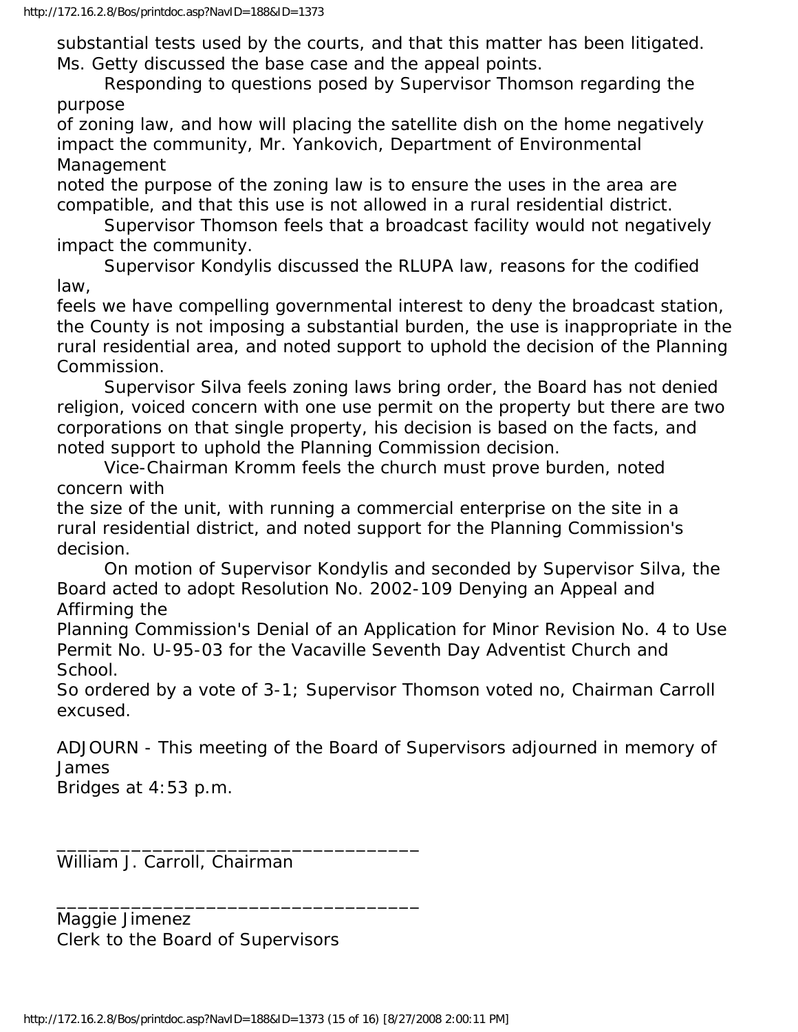substantial tests used by the courts, and that this matter has been litigated. Ms. Getty discussed the base case and the appeal points.

Responding to questions posed by Supervisor Thomson regarding the purpose of zoning law, and how will placing the satellite dish on the home negatively impact the community, Mr. Yankovich, Department of Environmental Management noted the purpose of the zoning law is to ensure the uses in the area are compatible, and that this use is not allowed in a rural residential district.

Supervisor Thomson feels that a broadcast facility would not negatively impact the community.

Supervisor Kondylis discussed the RLUPA law, reasons for the codified law, feels we have compelling governmental interest to deny the broadcast station, the County is not imposing a substantial burden, the use is inappropriate in the rural residential area, and noted support to uphold the decision of the Planning Commission.

Supervisor Silva feels zoning laws bring order, the Board has not denied religion, voiced concern with one use permit on the property but there are two corporations on that single property, his decision is based on the facts, and noted support to uphold the Planning Commission decision.

Vice-Chairman Kromm feels the church must prove burden, noted concern with the size of the unit, with running a commercial enterprise on the site in a rural residential district, and noted support for the Planning Commission's decision.

On motion of Supervisor Kondylis and seconded by Supervisor Silva, the Board acted to adopt Resolution No. 2002-109 Denying an Appeal and Affirming the Planning Commission's Denial of an Application for Minor Revision No. 4 to Use Permit No. U-95-03 for the Vacaville Seventh Day Adventist Church and School.

So ordered by a vote of 3-1; Supervisor Thomson voted no, Chairman Carroll excused.

ADJOURN - This meeting of the Board of Supervisors adjourned in memory of James Bridges at 4:53 p.m.

\_\_\_\_\_\_\_\_\_\_\_\_\_\_\_\_\_\_\_\_\_\_\_\_\_\_\_\_\_\_\_\_\_\_
William J. Carroll, Chairman

\_\_\_\_\_\_\_\_\_\_\_\_\_\_\_\_\_\_\_\_\_\_\_\_\_\_\_\_\_\_\_\_\_\_
Maggie Jimenez
Clerk to the Board of Supervisors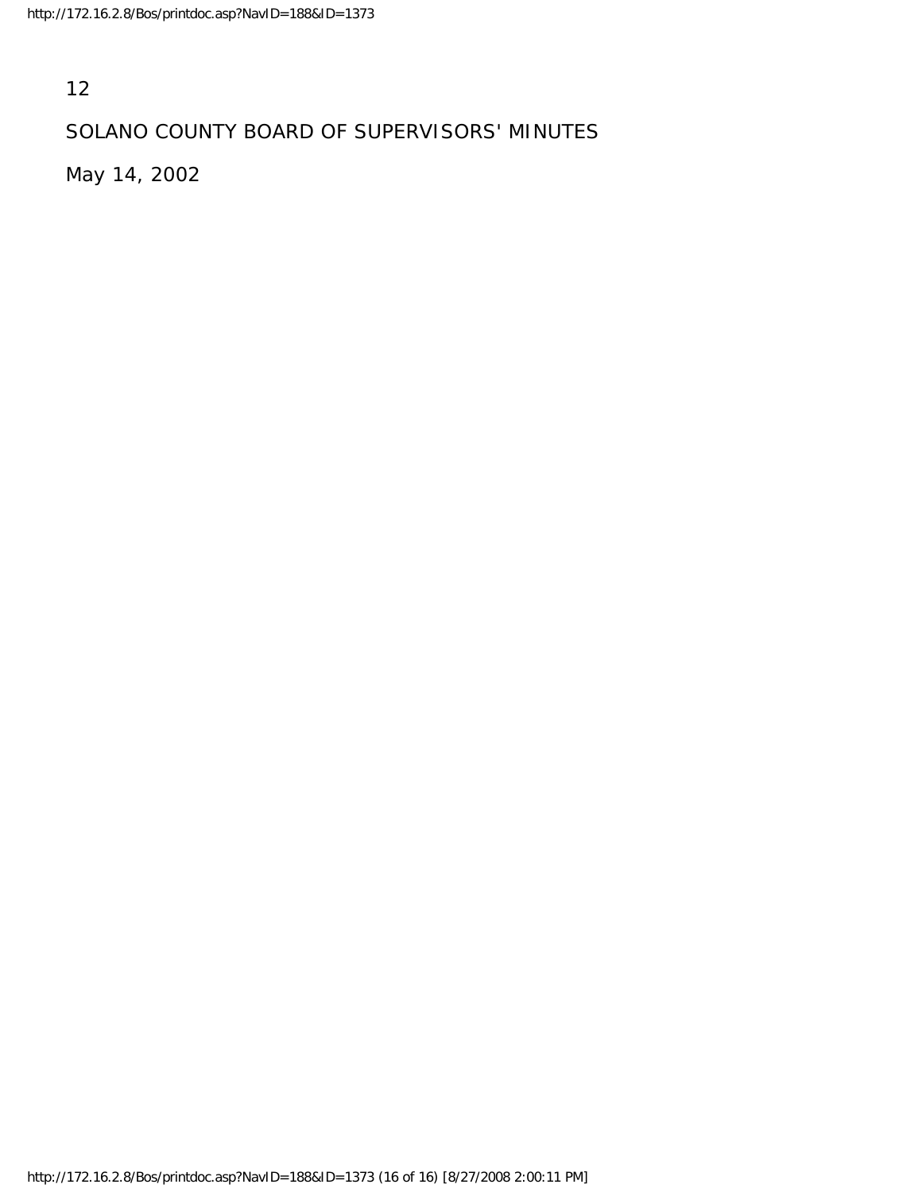SOLANO COUNTY BOARD OF SUPERVISORS' MINUTES

May 14, 2002